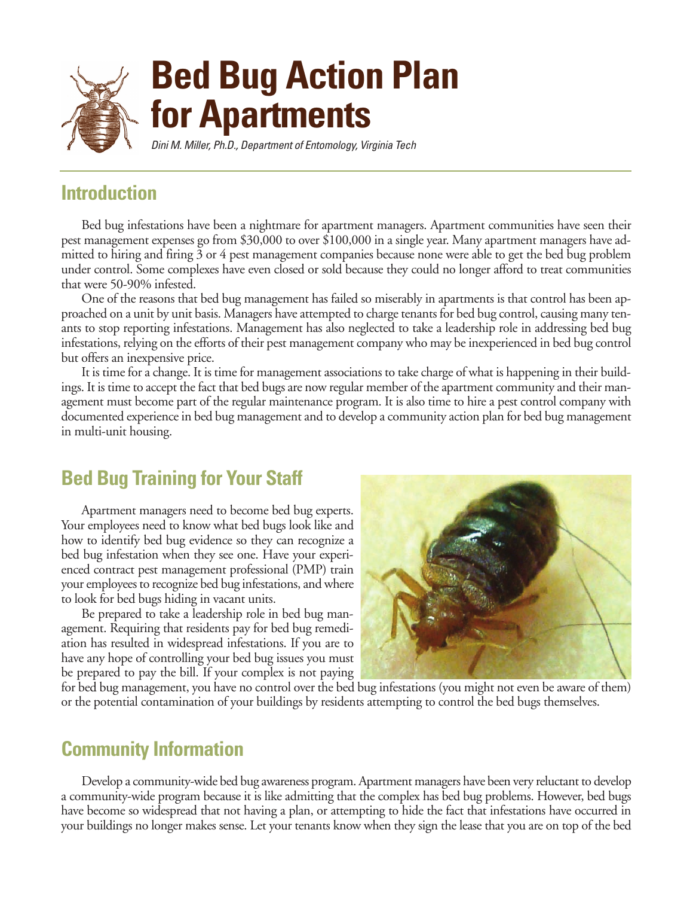# Bed Bug Action Plan for Apartments

*Dini M. Miller, Ph.D., Department of Entomology, Virginia Tech*

## Introduction

Bed bug infestations have been a nightmare for apartment managers. Apartment communities have seen their pest management expenses go from $30,000 to over $100,000 in a single year. Many apartment managers have admitted to hiring and firing 3 or 4 pest management companies because none were able to get the bed bug problem under control. Some complexes have even closed or sold because they could no longer afford to treat communities that were 50-90% infested.

One of the reasons that bed bug management has failed so miserably in apartments is that control has been approached on a unit by unit basis. Managers have attempted to charge tenants for bed bug control, causing many tenants to stop reporting infestations. Management has also neglected to take a leadership role in addressing bed bug infestations, relying on the efforts of their pest management company who may be inexperienced in bed bug control but offers an inexpensive price.

It is time for a change. It is time for management associations to take charge of what is happening in their buildings. It is time to accept the fact that bed bugs are now regular member of the apartment community and their management must become part of the regular maintenance program. It is also time to hire a pest control company with documented experience in bed bug management and to develop a community action plan for bed bug management in multi-unit housing.

## Bed Bug Training for Your Staff

Apartment managers need to become bed bug experts. Your employees need to know what bed bugs look like and how to identify bed bug evidence so they can recognize a bed bug infestation when they see one. Have your experienced contract pest management professional (PMP) train your employees to recognize bed bug infestations, and where to look for bed bugs hiding in vacant units.

Be prepared to take a leadership role in bed bug management. Requiring that residents pay for bed bug remediation has resulted in widespread infestations. If you are to have any hope of controlling your bed bug issues you must be prepared to pay the bill. If your complex is not paying for bed bug management, you have no control over the bed bug infestations (you might not even be aware of them) or the potential contamination of your buildings by residents attempting to control the bed bugs themselves.

## Community Information

Develop a community-wide bed bug awareness program. Apartment managers have been very reluctant to develop a community-wide program because it is like admitting that the complex has bed bug problems. However, bed bugs have become so widespread that not having a plan, or attempting to hide the fact that infestations have occurred in your buildings no longer makes sense. Let your tenants know when they sign the lease that you are on top of the bed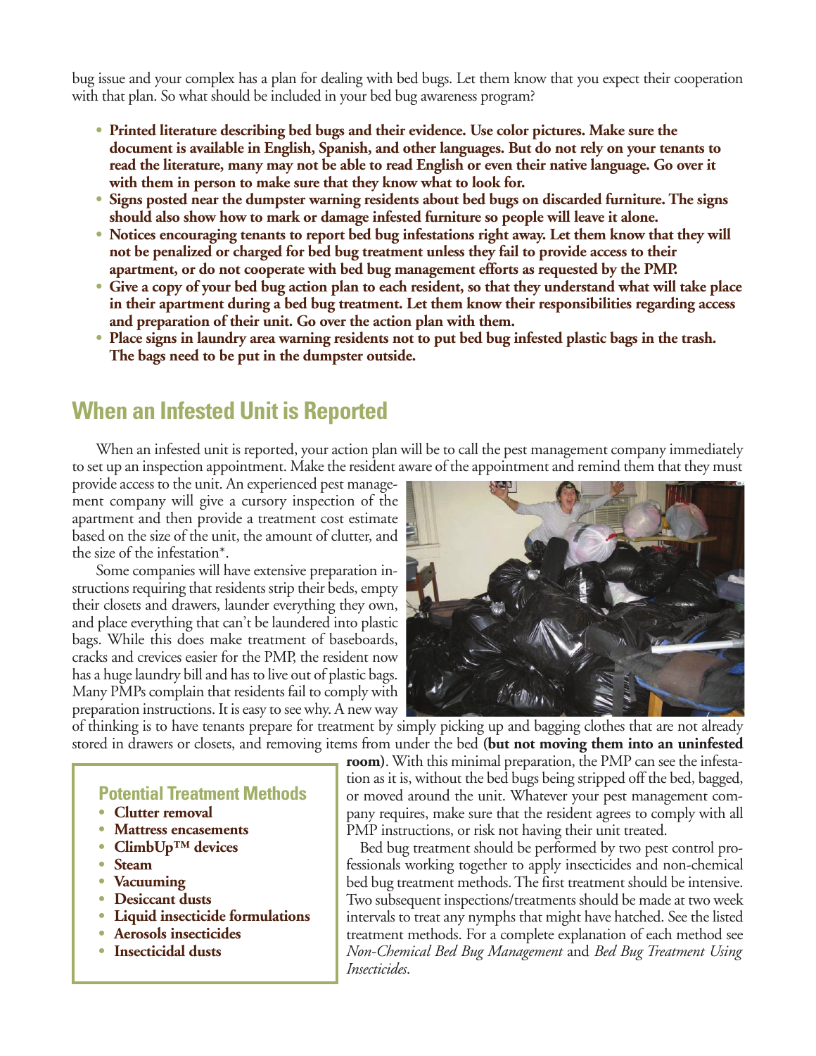bug issue and your complex has a plan for dealing with bed bugs. Let them know that you expect their cooperation with that plan. So what should be included in your bed bug awareness program?

- **Printed literature describing bed bugs and their evidence. Use color pictures. Make sure the document is available in English, Spanish, and other languages. But do not rely on your tenants to read the literature, many may not be able to read English or even their native language. Go over it with them in person to make sure that they know what to look for.**
- **Signs posted near the dumpster warning residents about bed bugs on discarded furniture. The signs should also show how to mark or damage infested furniture so people will leave it alone.**
- **Notices encouraging tenants to report bed bug infestations right away. Let them know that they will not be penalized or charged for bed bug treatment unless they fail to provide access to their apartment, or do not cooperate with bed bug management efforts as requested by the PMP.**
- **Give a copy of your bed bug action plan to each resident, so that they understand what will take place in their apartment during a bed bug treatment. Let them know their responsibilities regarding access and preparation of their unit. Go over the action plan with them.**
- **Place signs in laundry area warning residents not to put bed bug infested plastic bags in the trash. The bags need to be put in the dumpster outside.**

## When an Infested Unit is Reported

When an infested unit is reported, your action plan will be to call the pest management company immediately to set up an inspection appointment. Make the resident aware of the appointment and remind them that they must provide access to the unit. An experienced pest management company will give a cursory inspection of the apartment and then provide a treatment cost estimate based on the size of the unit, the amount of clutter, and the size of the infestation*.

Some companies will have extensive preparation instructions requiring that residents strip their beds, empty their closets and drawers, launder everything they own, and place everything that can't be laundered into plastic bags. While this does make treatment of baseboards, cracks and crevices easier for the PMP, the resident now has a huge laundry bill and has to live out of plastic bags. Many PMPs complain that residents fail to comply with preparation instructions. It is easy to see why. A new way of thinking is to have tenants prepare for treatment by simply picking up and bagging clothes that are not already stored in drawers or closets, and removing items from under the bed **(but not moving them into an uninfested room)**. With this minimal preparation, the PMP can see the infestation as it is, without the bed bugs being stripped off the bed, bagged, or moved around the unit. Whatever your pest management company requires, make sure that the resident agrees to comply with all PMP instructions, or risk not having their unit treated.

Bed bug treatment should be performed by two pest control professionals working together to apply insecticides and non-chemical bed bug treatment methods. The first treatment should be intensive. Two subsequent inspections/treatments should be made at two week intervals to treat any nymphs that might have hatched. See the listed treatment methods. For a complete explanation of each method see *Non-Chemical Bed Bug Management* and *Bed Bug Treatment Using Insecticides*.

### Potential Treatment Methods

- **Clutter removal**
- **Mattress encasements**
- **ClimbUp™ devices**
- **Steam**
- **Vacuuming**
- **Desiccant dusts**
- **Liquid insecticide formulations**
- **Aerosols insecticides**
- **Insecticidal dusts**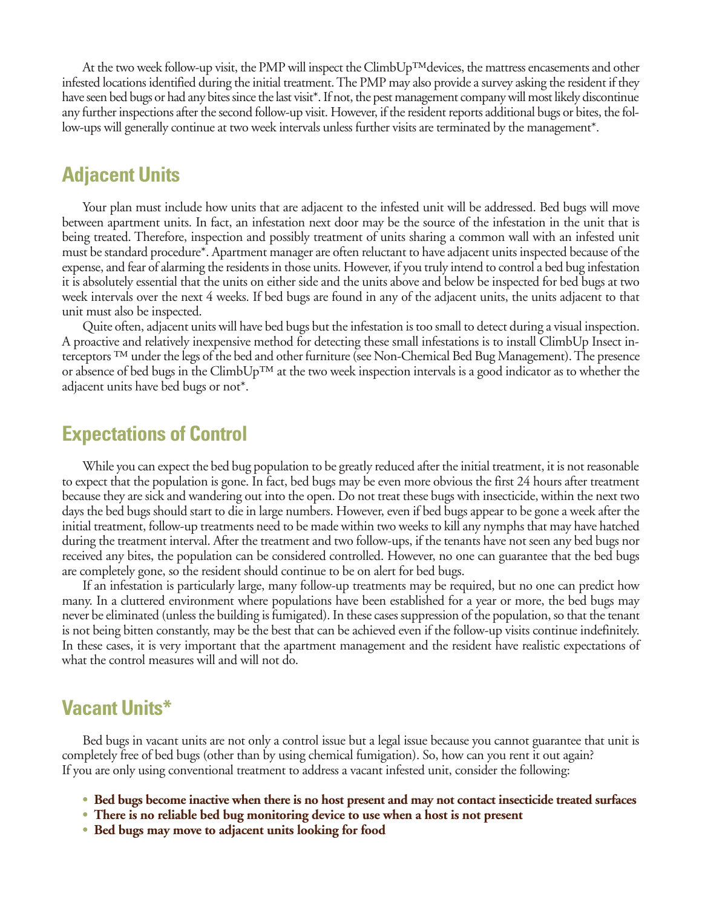At the two week follow-up visit, the PMP will inspect the ClimbUp™devices, the mattress encasements and other infested locations identified during the initial treatment. The PMP may also provide a survey asking the resident if they have seen bed bugs or had any bites since the last visit*. If not, the pest management company will most likely discontinue any further inspections after the second follow-up visit. However, if the resident reports additional bugs or bites, the follow-ups will generally continue at two week intervals unless further visits are terminated by the management*.

## Adjacent Units

Your plan must include how units that are adjacent to the infested unit will be addressed. Bed bugs will move between apartment units. In fact, an infestation next door may be the source of the infestation in the unit that is being treated. Therefore, inspection and possibly treatment of units sharing a common wall with an infested unit must be standard procedure*. Apartment manager are often reluctant to have adjacent units inspected because of the expense, and fear of alarming the residents in those units. However, if you truly intend to control a bed bug infestation it is absolutely essential that the units on either side and the units above and below be inspected for bed bugs at two week intervals over the next 4 weeks. If bed bugs are found in any of the adjacent units, the units adjacent to that unit must also be inspected.

Quite often, adjacent units will have bed bugs but the infestation is too small to detect during a visual inspection. A proactive and relatively inexpensive method for detecting these small infestations is to install ClimbUp Insect interceptors ™ under the legs of the bed and other furniture (see Non-Chemical Bed Bug Management). The presence or absence of bed bugs in the ClimbUp™ at the two week inspection intervals is a good indicator as to whether the adjacent units have bed bugs or not*.

## Expectations of Control

While you can expect the bed bug population to be greatly reduced after the initial treatment, it is not reasonable to expect that the population is gone. In fact, bed bugs may be even more obvious the first 24 hours after treatment because they are sick and wandering out into the open. Do not treat these bugs with insecticide, within the next two days the bed bugs should start to die in large numbers. However, even if bed bugs appear to be gone a week after the initial treatment, follow-up treatments need to be made within two weeks to kill any nymphs that may have hatched during the treatment interval. After the treatment and two follow-ups, if the tenants have not seen any bed bugs nor received any bites, the population can be considered controlled. However, no one can guarantee that the bed bugs are completely gone, so the resident should continue to be on alert for bed bugs.

If an infestation is particularly large, many follow-up treatments may be required, but no one can predict how many. In a cluttered environment where populations have been established for a year or more, the bed bugs may never be eliminated (unless the building is fumigated). In these cases suppression of the population, so that the tenant is not being bitten constantly, may be the best that can be achieved even if the follow-up visits continue indefinitely. In these cases, it is very important that the apartment management and the resident have realistic expectations of what the control measures will and will not do.

## Vacant Units*

Bed bugs in vacant units are not only a control issue but a legal issue because you cannot guarantee that unit is completely free of bed bugs (other than by using chemical fumigation). So, how can you rent it out again?
If you are only using conventional treatment to address a vacant infested unit, consider the following:

- **Bed bugs become inactive when there is no host present and may not contact insecticide treated surfaces**
- **There is no reliable bed bug monitoring device to use when a host is not present**
- **Bed bugs may move to adjacent units looking for food**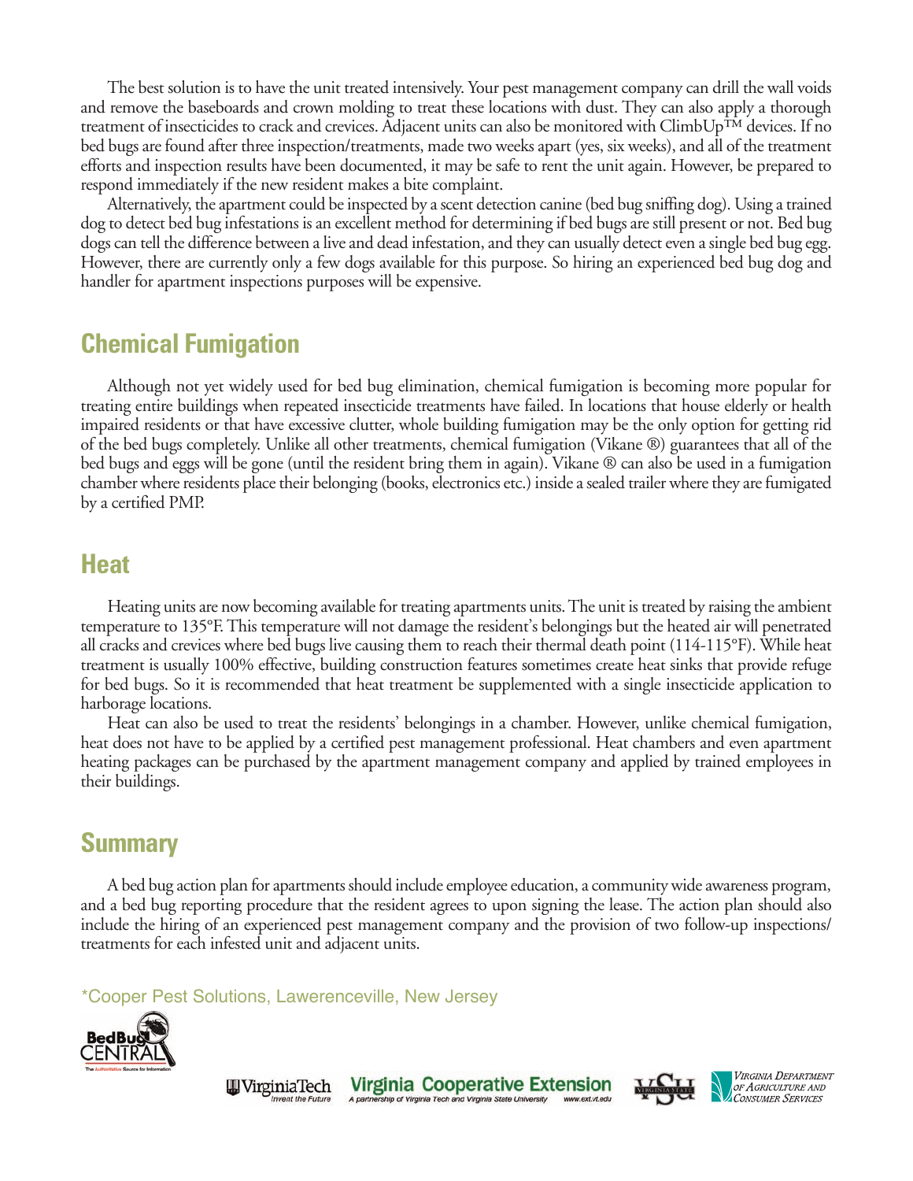The best solution is to have the unit treated intensively. Your pest management company can drill the wall voids and remove the baseboards and crown molding to treat these locations with dust. They can also apply a thorough treatment of insecticides to crack and crevices. Adjacent units can also be monitored with ClimbUp™ devices. If no bed bugs are found after three inspection/treatments, made two weeks apart (yes, six weeks), and all of the treatment efforts and inspection results have been documented, it may be safe to rent the unit again. However, be prepared to respond immediately if the new resident makes a bite complaint.

Alternatively, the apartment could be inspected by a scent detection canine (bed bug sniffing dog). Using a trained dog to detect bed bug infestations is an excellent method for determining if bed bugs are still present or not. Bed bug dogs can tell the difference between a live and dead infestation, and they can usually detect even a single bed bug egg. However, there are currently only a few dogs available for this purpose. So hiring an experienced bed bug dog and handler for apartment inspections purposes will be expensive.

## Chemical Fumigation

Although not yet widely used for bed bug elimination, chemical fumigation is becoming more popular for treating entire buildings when repeated insecticide treatments have failed. In locations that house elderly or health impaired residents or that have excessive clutter, whole building fumigation may be the only option for getting rid of the bed bugs completely. Unlike all other treatments, chemical fumigation (Vikane ®) guarantees that all of the bed bugs and eggs will be gone (until the resident bring them in again). Vikane ® can also be used in a fumigation chamber where residents place their belonging (books, electronics etc.) inside a sealed trailer where they are fumigated by a certified PMP.

## Heat

Heating units are now becoming available for treating apartments units. The unit is treated by raising the ambient temperature to 135°F. This temperature will not damage the resident's belongings but the heated air will penetrated all cracks and crevices where bed bugs live causing them to reach their thermal death point (114-115°F). While heat treatment is usually 100% effective, building construction features sometimes create heat sinks that provide refuge for bed bugs. So it is recommended that heat treatment be supplemented with a single insecticide application to harborage locations.

Heat can also be used to treat the residents' belongings in a chamber. However, unlike chemical fumigation, heat does not have to be applied by a certified pest management professional. Heat chambers and even apartment heating packages can be purchased by the apartment management company and applied by trained employees in their buildings.

## Summary

A bed bug action plan for apartments should include employee education, a community wide awareness program, and a bed bug reporting procedure that the resident agrees to upon signing the lease. The action plan should also include the hiring of an experienced pest management company and the provision of two follow-up inspections/treatments for each infested unit and adjacent units.

*Cooper Pest Solutions, Lawerenceville, New Jersey

BedBug CENTRAL — The Authoritative Source for Information

Virginia Tech — Invent the Future

Virginia Cooperative Extension — A partnership of Virginia Tech and Virginia State University — www.ext.vt.edu

Virginia State University

Virginia Department of Agriculture and Consumer Services